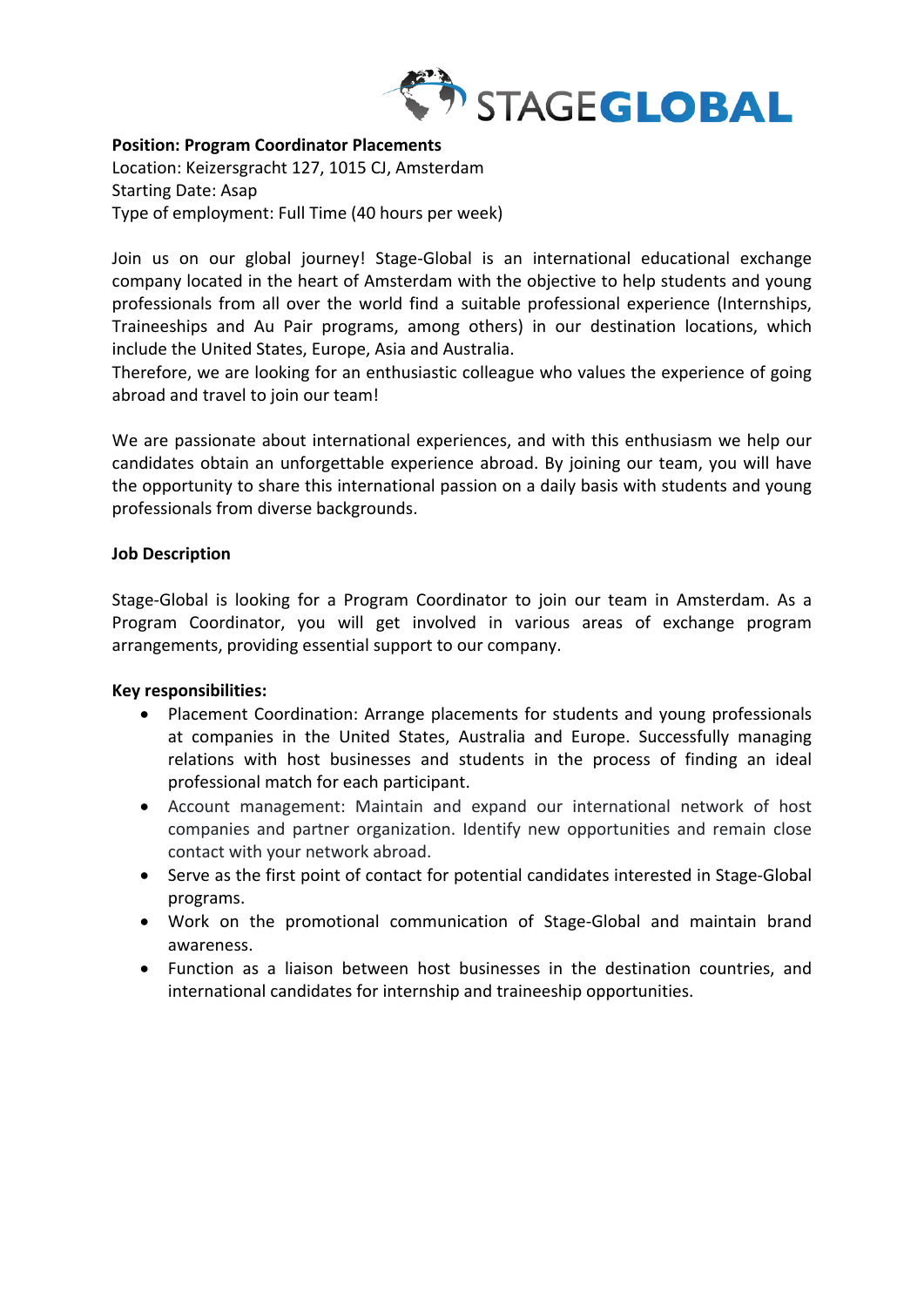STAGEGLOBAL

**Position: Program Coordinator Placements**
Location: Keizersgracht 127, 1015 CJ, Amsterdam
Starting Date: Asap
Type of employment: Full Time (40 hours per week)

Join us on our global journey! Stage-Global is an international educational exchange company located in the heart of Amsterdam with the objective to help students and young professionals from all over the world find a suitable professional experience (Internships, Traineeships and Au Pair programs, among others) in our destination locations, which include the United States, Europe, Asia and Australia.
Therefore, we are looking for an enthusiastic colleague who values the experience of going abroad and travel to join our team!

We are passionate about international experiences, and with this enthusiasm we help our candidates obtain an unforgettable experience abroad. By joining our team, you will have the opportunity to share this international passion on a daily basis with students and young professionals from diverse backgrounds.

**Job Description**

Stage-Global is looking for a Program Coordinator to join our team in Amsterdam. As a Program Coordinator, you will get involved in various areas of exchange program arrangements, providing essential support to our company.

**Key responsibilities:**

- Placement Coordination: Arrange placements for students and young professionals at companies in the United States, Australia and Europe. Successfully managing relations with host businesses and students in the process of finding an ideal professional match for each participant.
- Account management: Maintain and expand our international network of host companies and partner organization. Identify new opportunities and remain close contact with your network abroad.
- Serve as the first point of contact for potential candidates interested in Stage-Global programs.
- Work on the promotional communication of Stage-Global and maintain brand awareness.
- Function as a liaison between host businesses in the destination countries, and international candidates for internship and traineeship opportunities.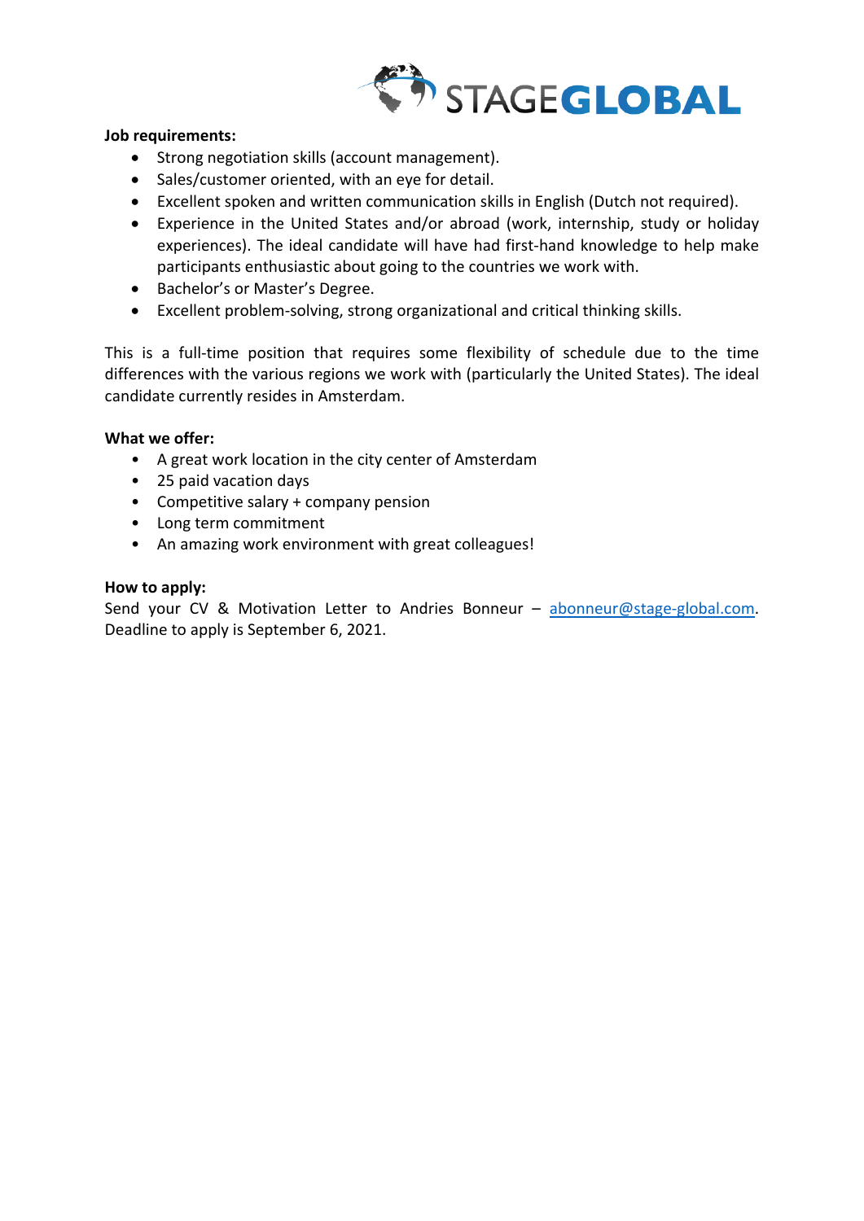**Job requirements:**

- Strong negotiation skills (account management).
- Sales/customer oriented, with an eye for detail.
- Excellent spoken and written communication skills in English (Dutch not required).
- Experience in the United States and/or abroad (work, internship, study or holiday experiences). The ideal candidate will have had first-hand knowledge to help make participants enthusiastic about going to the countries we work with.
- Bachelor's or Master's Degree.
- Excellent problem-solving, strong organizational and critical thinking skills.

This is a full-time position that requires some flexibility of schedule due to the time differences with the various regions we work with (particularly the United States). The ideal candidate currently resides in Amsterdam.

**What we offer:**

- A great work location in the city center of Amsterdam
- 25 paid vacation days
- Competitive salary + company pension
- Long term commitment
- An amazing work environment with great colleagues!

**How to apply:**

Send your CV & Motivation Letter to Andries Bonneur – abonneur@stage-global.com. Deadline to apply is September 6, 2021.